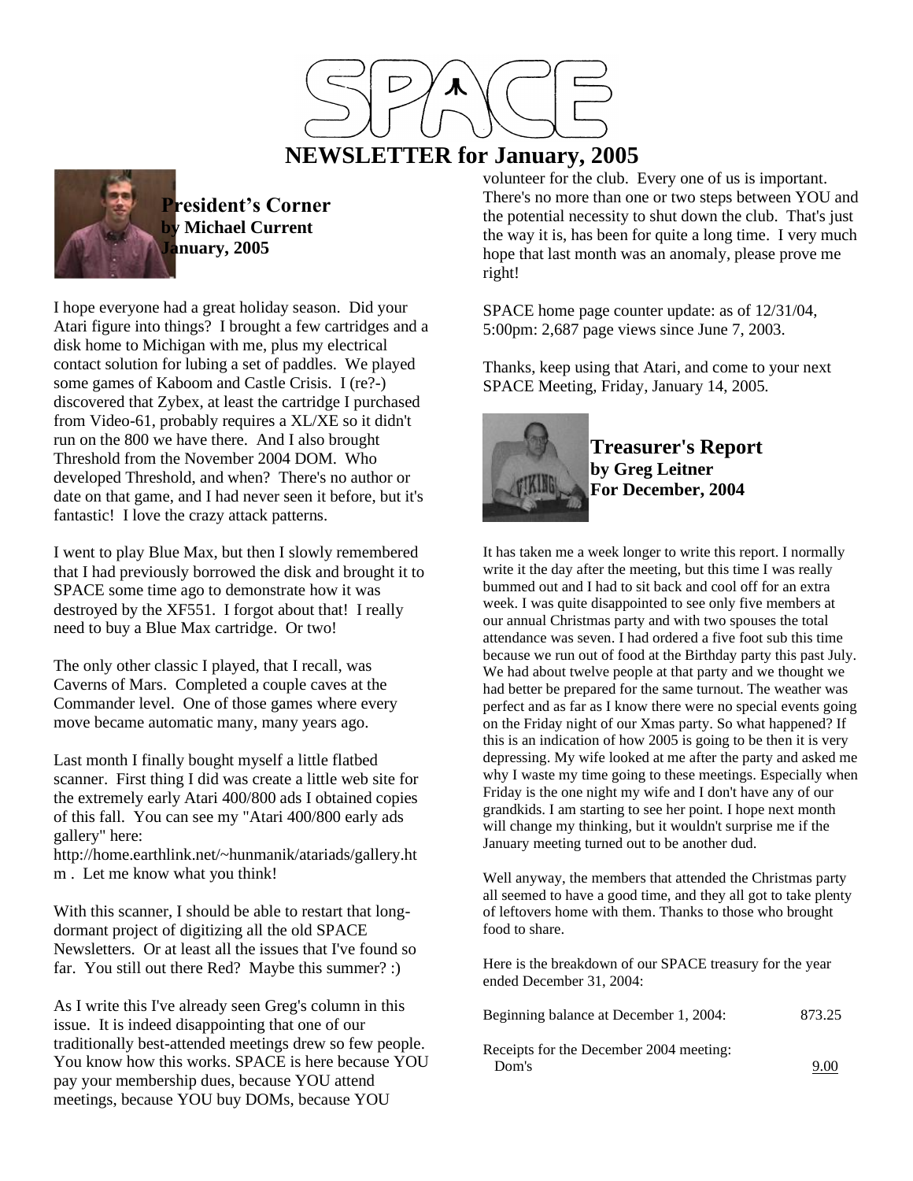# SPACE

## NEWSLETTER for January, 2005

### President's Corner
**by Michael Current**
**January, 2005**

I hope everyone had a great holiday season. Did your Atari figure into things? I brought a few cartridges and a disk home to Michigan with me, plus my electrical contact solution for lubing a set of paddles. We played some games of Kaboom and Castle Crisis. I (re?-) discovered that Zybex, at least the cartridge I purchased from Video-61, probably requires a XL/XE so it didn't run on the 800 we have there. And I also brought Threshold from the November 2004 DOM. Who developed Threshold, and when? There's no author or date on that game, and I had never seen it before, but it's fantastic! I love the crazy attack patterns.

I went to play Blue Max, but then I slowly remembered that I had previously borrowed the disk and brought it to SPACE some time ago to demonstrate how it was destroyed by the XF551. I forgot about that! I really need to buy a Blue Max cartridge. Or two!

The only other classic I played, that I recall, was Caverns of Mars. Completed a couple caves at the Commander level. One of those games where every move became automatic many, many years ago.

Last month I finally bought myself a little flatbed scanner. First thing I did was create a little web site for the extremely early Atari 400/800 ads I obtained copies of this fall. You can see my "Atari 400/800 early ads gallery" here: http://home.earthlink.net/~hunmanik/atariads/gallery.htm . Let me know what you think!

With this scanner, I should be able to restart that long-dormant project of digitizing all the old SPACE Newsletters. Or at least all the issues that I've found so far. You still out there Red? Maybe this summer? :)

As I write this I've already seen Greg's column in this issue. It is indeed disappointing that one of our traditionally best-attended meetings drew so few people. You know how this works. SPACE is here because YOU pay your membership dues, because YOU attend meetings, because YOU buy DOMs, because YOU volunteer for the club. Every one of us is important. There's no more than one or two steps between YOU and the potential necessity to shut down the club. That's just the way it is, has been for quite a long time. I very much hope that last month was an anomaly, please prove me right!

SPACE home page counter update: as of 12/31/04, 5:00pm: 2,687 page views since June 7, 2003.

Thanks, keep using that Atari, and come to your next SPACE Meeting, Friday, January 14, 2005.

### Treasurer's Report
**by Greg Leitner**
**For December, 2004**

It has taken me a week longer to write this report. I normally write it the day after the meeting, but this time I was really bummed out and I had to sit back and cool off for an extra week. I was quite disappointed to see only five members at our annual Christmas party and with two spouses the total attendance was seven. I had ordered a five foot sub this time because we run out of food at the Birthday party this past July. We had about twelve people at that party and we thought we had better be prepared for the same turnout. The weather was perfect and as far as I know there were no special events going on the Friday night of our Xmas party. So what happened? If this is an indication of how 2005 is going to be then it is very depressing. My wife looked at me after the party and asked me why I waste my time going to these meetings. Especially when Friday is the one night my wife and I don't have any of our grandkids. I am starting to see her point. I hope next month will change my thinking, but it wouldn't surprise me if the January meeting turned out to be another dud.

Well anyway, the members that attended the Christmas party all seemed to have a good time, and they all got to take plenty of leftovers home with them. Thanks to those who brought food to share.

Here is the breakdown of our SPACE treasury for the year ended December 31, 2004:

| | |
|---|---|
| Beginning balance at December 1, 2004: | 873.25 |
| Receipts for the December 2004 meeting: | |
| Dom's | 9.00 |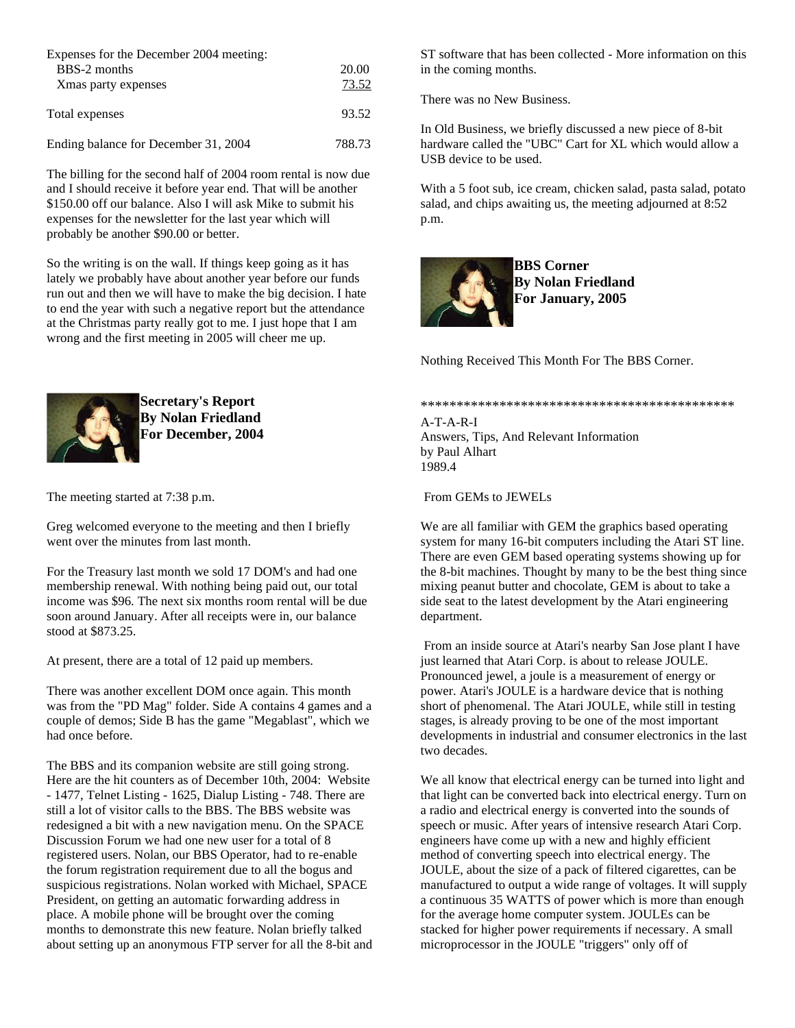| Expenses for the December 2004 meeting: | |
|---|---|
| BBS-2 months | 20.00 |
| Xmas party expenses | 73.52 |
| Total expenses | 93.52 |
| Ending balance for December 31, 2004 | 788.73 |

The billing for the second half of 2004 room rental is now due and I should receive it before year end. That will be another $150.00 off our balance. Also I will ask Mike to submit his expenses for the newsletter for the last year which will probably be another $90.00 or better.

So the writing is on the wall. If things keep going as it has lately we probably have about another year before our funds run out and then we will have to make the big decision. I hate to end the year with such a negative report but the attendance at the Christmas party really got to me. I just hope that I am wrong and the first meeting in 2005 will cheer me up.

**Secretary's Report**
**By Nolan Friedland**
**For December, 2004**

The meeting started at 7:38 p.m.

Greg welcomed everyone to the meeting and then I briefly went over the minutes from last month.

For the Treasury last month we sold 17 DOM's and had one membership renewal. With nothing being paid out, our total income was $96. The next six months room rental will be due soon around January. After all receipts were in, our balance stood at $873.25.

At present, there are a total of 12 paid up members.

There was another excellent DOM once again. This month was from the "PD Mag" folder. Side A contains 4 games and a couple of demos; Side B has the game "Megablast", which we had once before.

The BBS and its companion website are still going strong. Here are the hit counters as of December 10th, 2004: Website - 1477, Telnet Listing - 1625, Dialup Listing - 748. There are still a lot of visitor calls to the BBS. The BBS website was redesigned a bit with a new navigation menu. On the SPACE Discussion Forum we had one new user for a total of 8 registered users. Nolan, our BBS Operator, had to re-enable the forum registration requirement due to all the bogus and suspicious registrations. Nolan worked with Michael, SPACE President, on getting an automatic forwarding address in place. A mobile phone will be brought over the coming months to demonstrate this new feature. Nolan briefly talked about setting up an anonymous FTP server for all the 8-bit and ST software that has been collected - More information on this in the coming months.

There was no New Business.

In Old Business, we briefly discussed a new piece of 8-bit hardware called the "UBC" Cart for XL which would allow a USB device to be used.

With a 5 foot sub, ice cream, chicken salad, pasta salad, potato salad, and chips awaiting us, the meeting adjourned at 8:52 p.m.

**BBS Corner**
**By Nolan Friedland**
**For January, 2005**

Nothing Received This Month For The BBS Corner.

*******************************************

A-T-A-R-I
Answers, Tips, And Relevant Information
by Paul Alhart
1989.4

From GEMs to JEWELs

We are all familiar with GEM the graphics based operating system for many 16-bit computers including the Atari ST line. There are even GEM based operating systems showing up for the 8-bit machines. Thought by many to be the best thing since mixing peanut butter and chocolate, GEM is about to take a side seat to the latest development by the Atari engineering department.

From an inside source at Atari's nearby San Jose plant I have just learned that Atari Corp. is about to release JOULE. Pronounced jewel, a joule is a measurement of energy or power. Atari's JOULE is a hardware device that is nothing short of phenomenal. The Atari JOULE, while still in testing stages, is already proving to be one of the most important developments in industrial and consumer electronics in the last two decades.

We all know that electrical energy can be turned into light and that light can be converted back into electrical energy. Turn on a radio and electrical energy is converted into the sounds of speech or music. After years of intensive research Atari Corp. engineers have come up with a new and highly efficient method of converting speech into electrical energy. The JOULE, about the size of a pack of filtered cigarettes, can be manufactured to output a wide range of voltages. It will supply a continuous 35 WATTS of power which is more than enough for the average home computer system. JOULEs can be stacked for higher power requirements if necessary. A small microprocessor in the JOULE "triggers" only off of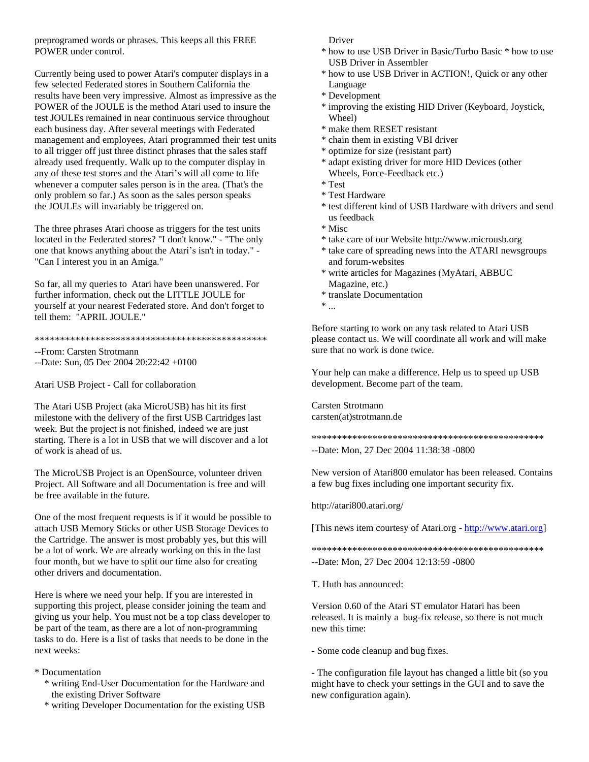preprogramed words or phrases. This keeps all this FREE POWER under control.

Currently being used to power Atari's computer displays in a few selected Federated stores in Southern California the results have been very impressive. Almost as impressive as the POWER of the JOULE is the method Atari used to insure the test JOULEs remained in near continuous service throughout each business day. After several meetings with Federated management and employees, Atari programmed their test units to all trigger off just three distinct phrases that the sales staff already used frequently. Walk up to the computer display in any of these test stores and the Atari's will all come to life whenever a computer sales person is in the area. (That's the only problem so far.) As soon as the sales person speaks the JOULEs will invariably be triggered on.

The three phrases Atari choose as triggers for the test units located in the Federated stores? "I don't know." - "The only one that knows anything about the Atari's isn't in today." - "Can I interest you in an Amiga."

So far, all my queries to Atari have been unanswered. For further information, check out the LITTLE JOULE for yourself at your nearest Federated store. And don't forget to tell them: "APRIL JOULE."

***********************************************

--From: Carsten Strotmann
--Date: Sun, 05 Dec 2004 20:22:42 +0100

Atari USB Project - Call for collaboration

The Atari USB Project (aka MicroUSB) has hit its first milestone with the delivery of the first USB Cartridges last week. But the project is not finished, indeed we are just starting. There is a lot in USB that we will discover and a lot of work is ahead of us.

The MicroUSB Project is an OpenSource, volunteer driven Project. All Software and all Documentation is free and will be free available in the future.

One of the most frequent requests is if it would be possible to attach USB Memory Sticks or other USB Storage Devices to the Cartridge. The answer is most probably yes, but this will be a lot of work. We are already working on this in the last four month, but we have to split our time also for creating other drivers and documentation.

Here is where we need your help. If you are interested in supporting this project, please consider joining the team and giving us your help. You must not be a top class developer to be part of the team, as there are a lot of non-programming tasks to do. Here is a list of tasks that needs to be done in the next weeks:

* Documentation
  * writing End-User Documentation for the Hardware and the existing Driver Software
  * writing Developer Documentation for the existing USB Driver
  * how to use USB Driver in Basic/Turbo Basic * how to use USB Driver in Assembler
  * how to use USB Driver in ACTION!, Quick or any other Language
  * Development
  * improving the existing HID Driver (Keyboard, Joystick, Wheel)
  * make them RESET resistant
  * chain them in existing VBI driver
  * optimize for size (resistant part)
  * adapt existing driver for more HID Devices (other Wheels, Force-Feedback etc.)
  * Test
  * Test Hardware
  * test different kind of USB Hardware with drivers and send us feedback
  * Misc
  * take care of our Website http://www.microusb.org
  * take care of spreading news into the ATARI newsgroups and forum-websites
  * write articles for Magazines (MyAtari, ABBUC Magazine, etc.)
  * translate Documentation
  * ...

Before starting to work on any task related to Atari USB please contact us. We will coordinate all work and will make sure that no work is done twice.

Your help can make a difference. Help us to speed up USB development. Become part of the team.

Carsten Strotmann
carsten(at)strotmann.de

***********************************************

--Date: Mon, 27 Dec 2004 11:38:38 -0800

New version of Atari800 emulator has been released. Contains a few bug fixes including one important security fix.

http://atari800.atari.org/

[This news item courtesy of Atari.org - http://www.atari.org]

***********************************************

--Date: Mon, 27 Dec 2004 12:13:59 -0800

T. Huth has announced:

Version 0.60 of the Atari ST emulator Hatari has been released. It is mainly a bug-fix release, so there is not much new this time:

- Some code cleanup and bug fixes.

- The configuration file layout has changed a little bit (so you might have to check your settings in the GUI and to save the new configuration again).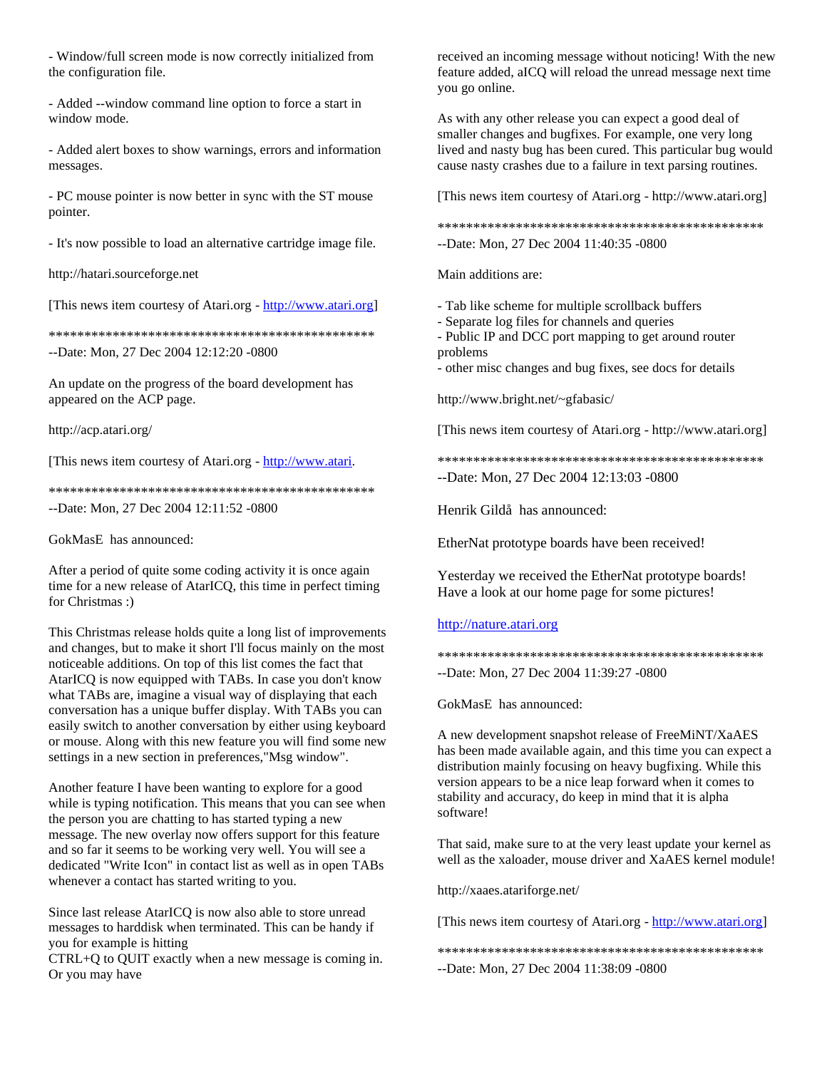- Window/full screen mode is now correctly initialized from the configuration file.

- Added --window command line option to force a start in window mode.

- Added alert boxes to show warnings, errors and information messages.

- PC mouse pointer is now better in sync with the ST mouse pointer.

- It's now possible to load an alternative cartridge image file.

http://hatari.sourceforge.net

[This news item courtesy of Atari.org - http://www.atari.org]

************************************************
--Date: Mon, 27 Dec 2004 12:12:20 -0800

An update on the progress of the board development has appeared on the ACP page.

http://acp.atari.org/

[This news item courtesy of Atari.org - http://www.atari.

************************************************
--Date: Mon, 27 Dec 2004 12:11:52 -0800

GokMasE  has announced:

After a period of quite some coding activity it is once again time for a new release of AtarICQ, this time in perfect timing for Christmas :)

This Christmas release holds quite a long list of improvements and changes, but to make it short I'll focus mainly on the most noticeable additions. On top of this list comes the fact that AtarICQ is now equipped with TABs. In case you don't know what TABs are, imagine a visual way of displaying that each conversation has a unique buffer display. With TABs you can easily switch to another conversation by either using keyboard or mouse. Along with this new feature you will find some new settings in a new section in preferences,"Msg window".

Another feature I have been wanting to explore for a good while is typing notification. This means that you can see when the person you are chatting to has started typing a new message. The new overlay now offers support for this feature and so far it seems to be working very well. You will see a dedicated "Write Icon" in contact list as well as in open TABs whenever a contact has started writing to you.

Since last release AtarICQ is now also able to store unread messages to harddisk when terminated. This can be handy if you for example is hitting
CTRL+Q to QUIT exactly when a new message is coming in. Or you may have received an incoming message without noticing! With the new feature added, aICQ will reload the unread message next time you go online.

As with any other release you can expect a good deal of smaller changes and bugfixes. For example, one very long lived and nasty bug has been cured. This particular bug would cause nasty crashes due to a failure in text parsing routines.

[This news item courtesy of Atari.org - http://www.atari.org]

************************************************
--Date: Mon, 27 Dec 2004 11:40:35 -0800

Main additions are:

- Tab like scheme for multiple scrollback buffers
- Separate log files for channels and queries
- Public IP and DCC port mapping to get around router problems
- other misc changes and bug fixes, see docs for details

http://www.bright.net/~gfabasic/

[This news item courtesy of Atari.org - http://www.atari.org]

************************************************
--Date: Mon, 27 Dec 2004 12:13:03 -0800

Henrik Gildå  has announced:

EtherNat prototype boards have been received!

Yesterday we received the EtherNat prototype boards!
Have a look at our home page for some pictures!

http://nature.atari.org

************************************************
--Date: Mon, 27 Dec 2004 11:39:27 -0800

GokMasE  has announced:

A new development snapshot release of FreeMiNT/XaAES has been made available again, and this time you can expect a distribution mainly focusing on heavy bugfixing. While this version appears to be a nice leap forward when it comes to stability and accuracy, do keep in mind that it is alpha software!

That said, make sure to at the very least update your kernel as well as the xaloader, mouse driver and XaAES kernel module!

http://xaaes.atariforge.net/

[This news item courtesy of Atari.org - http://www.atari.org]

************************************************
--Date: Mon, 27 Dec 2004 11:38:09 -0800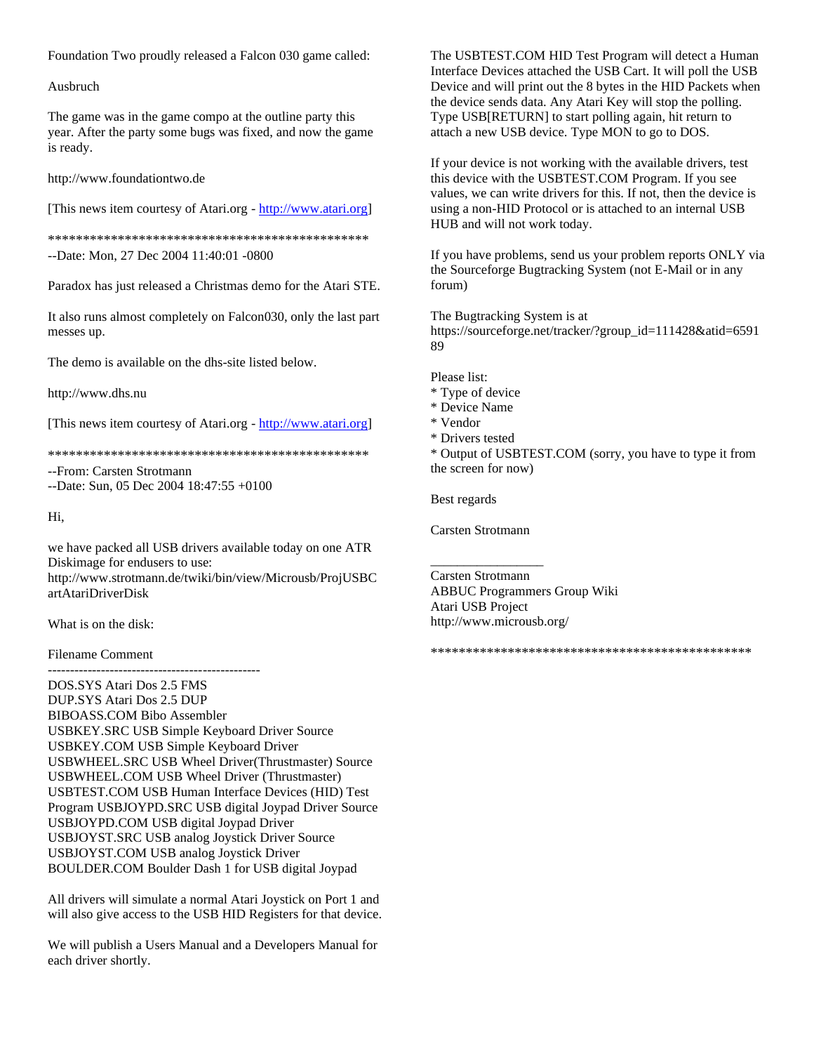Foundation Two proudly released a Falcon 030 game called:

Ausbruch

The game was in the game compo at the outline party this year. After the party some bugs was fixed, and now the game is ready.

http://www.foundationtwo.de

[This news item courtesy of Atari.org - http://www.atari.org]

************************************************

--Date: Mon, 27 Dec 2004 11:40:01 -0800

Paradox has just released a Christmas demo for the Atari STE.

It also runs almost completely on Falcon030, only the last part messes up.

The demo is available on the dhs-site listed below.

http://www.dhs.nu

[This news item courtesy of Atari.org - http://www.atari.org]

************************************************

--From: Carsten Strotmann
--Date: Sun, 05 Dec 2004 18:47:55 +0100

Hi,

we have packed all USB drivers available today on one ATR Diskimage for endusers to use:
http://www.strotmann.de/twiki/bin/view/Microusb/ProjUSBCartAtariDriverDisk

What is on the disk:

Filename Comment
------------------------------------------------
DOS.SYS Atari Dos 2.5 FMS
DUP.SYS Atari Dos 2.5 DUP
BIBOASS.COM Bibo Assembler
USBKEY.SRC USB Simple Keyboard Driver Source
USBKEY.COM USB Simple Keyboard Driver
USBWHEEL.SRC USB Wheel Driver(Thrustmaster) Source
USBWHEEL.COM USB Wheel Driver (Thrustmaster)
USBTEST.COM USB Human Interface Devices (HID) Test Program USBJOYPD.SRC USB digital Joypad Driver Source
USBJOYPD.COM USB digital Joypad Driver
USBJOYST.SRC USB analog Joystick Driver Source
USBJOYST.COM USB analog Joystick Driver
BOULDER.COM Boulder Dash 1 for USB digital Joypad

All drivers will simulate a normal Atari Joystick on Port 1 and will also give access to the USB HID Registers for that device.

We will publish a Users Manual and a Developers Manual for each driver shortly.

The USBTEST.COM HID Test Program will detect a Human Interface Devices attached the USB Cart. It will poll the USB Device and will print out the 8 bytes in the HID Packets when the device sends data. Any Atari Key will stop the polling. Type USB[RETURN] to start polling again, hit return to attach a new USB device. Type MON to go to DOS.

If your device is not working with the available drivers, test this device with the USBTEST.COM Program. If you see values, we can write drivers for this. If not, then the device is using a non-HID Protocol or is attached to an internal USB HUB and will not work today.

If you have problems, send us your problem reports ONLY via the Sourceforge Bugtracking System (not E-Mail or in any forum)

The Bugtracking System is at
https://sourceforge.net/tracker/?group_id=111428&atid=659189

Please list:
* Type of device
* Device Name
* Vendor
* Drivers tested
* Output of USBTEST.COM (sorry, you have to type it from the screen for now)

Best regards

Carsten Strotmann

_________________
Carsten Strotmann
ABBUC Programmers Group Wiki
Atari USB Project
http://www.microusb.org/

************************************************